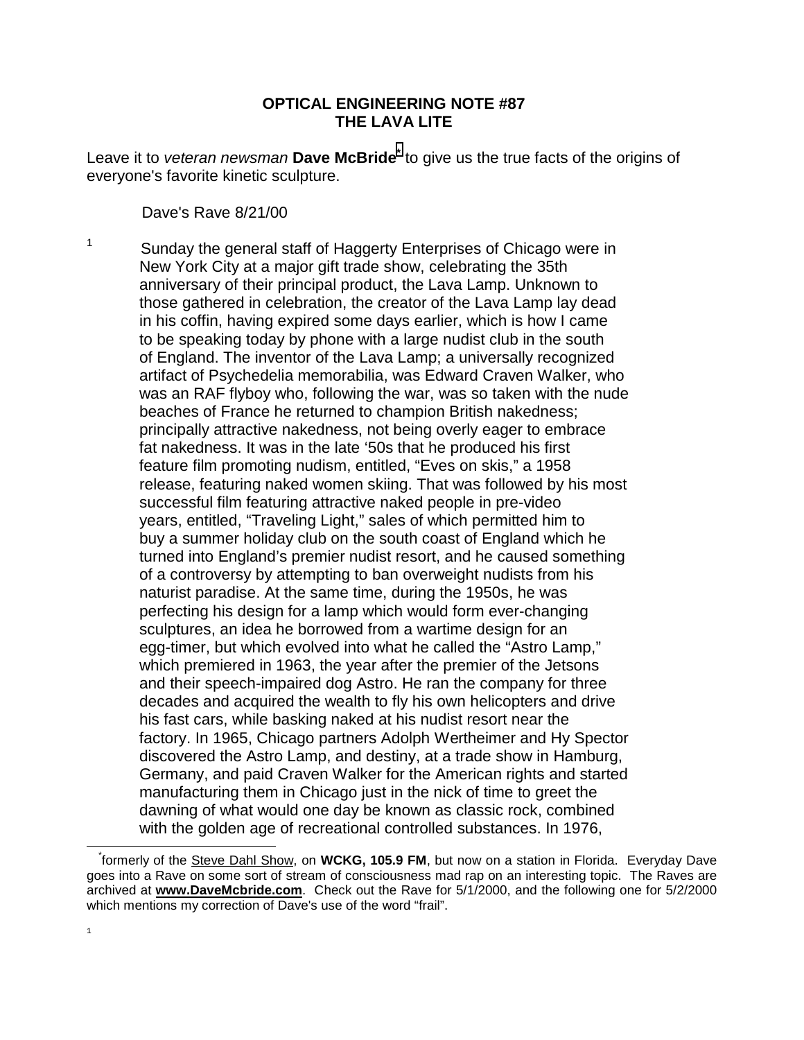**OPTICAL ENGINEERING NOTE #87**
**THE LAVA LITE**

Leave it to *veteran newsman* **Dave McBride**[*] to give us the true facts of the origins of everyone's favorite kinetic sculpture.

Dave's Rave 8/21/00

Sunday the general staff of Haggerty Enterprises of Chicago were in New York City at a major gift trade show, celebrating the 35th anniversary of their principal product, the Lava Lamp. Unknown to those gathered in celebration, the creator of the Lava Lamp lay dead in his coffin, having expired some days earlier, which is how I came to be speaking today by phone with a large nudist club in the south of England. The inventor of the Lava Lamp; a universally recognized artifact of Psychedelia memorabilia, was Edward Craven Walker, who was an RAF flyboy who, following the war, was so taken with the nude beaches of France he returned to champion British nakedness; principally attractive nakedness, not being overly eager to embrace fat nakedness. It was in the late '50s that he produced his first feature film promoting nudism, entitled, "Eves on skis," a 1958 release, featuring naked women skiing. That was followed by his most successful film featuring attractive naked people in pre-video years, entitled, "Traveling Light," sales of which permitted him to buy a summer holiday club on the south coast of England which he turned into England's premier nudist resort, and he caused something of a controversy by attempting to ban overweight nudists from his naturist paradise. At the same time, during the 1950s, he was perfecting his design for a lamp which would form ever-changing sculptures, an idea he borrowed from a wartime design for an egg-timer, but which evolved into what he called the "Astro Lamp," which premiered in 1963, the year after the premier of the Jetsons and their speech-impaired dog Astro. He ran the company for three decades and acquired the wealth to fly his own helicopters and drive his fast cars, while basking naked at his nudist resort near the factory. In 1965, Chicago partners Adolph Wertheimer and Hy Spector discovered the Astro Lamp, and destiny, at a trade show in Hamburg, Germany, and paid Craven Walker for the American rights and started manufacturing them in Chicago just in the nick of time to greet the dawning of what would one day be known as classic rock, combined with the golden age of recreational controlled substances. In 1976,

---

[*] formerly of the Steve Dahl Show, on **WCKG, 105.9 FM**, but now on a station in Florida. Everyday Dave goes into a Rave on some sort of stream of consciousness mad rap on an interesting topic. The Raves are archived at **www.DaveMcbride.com**. Check out the Rave for 5/1/2000, and the following one for 5/2/2000 which mentions my correction of Dave's use of the word "frail".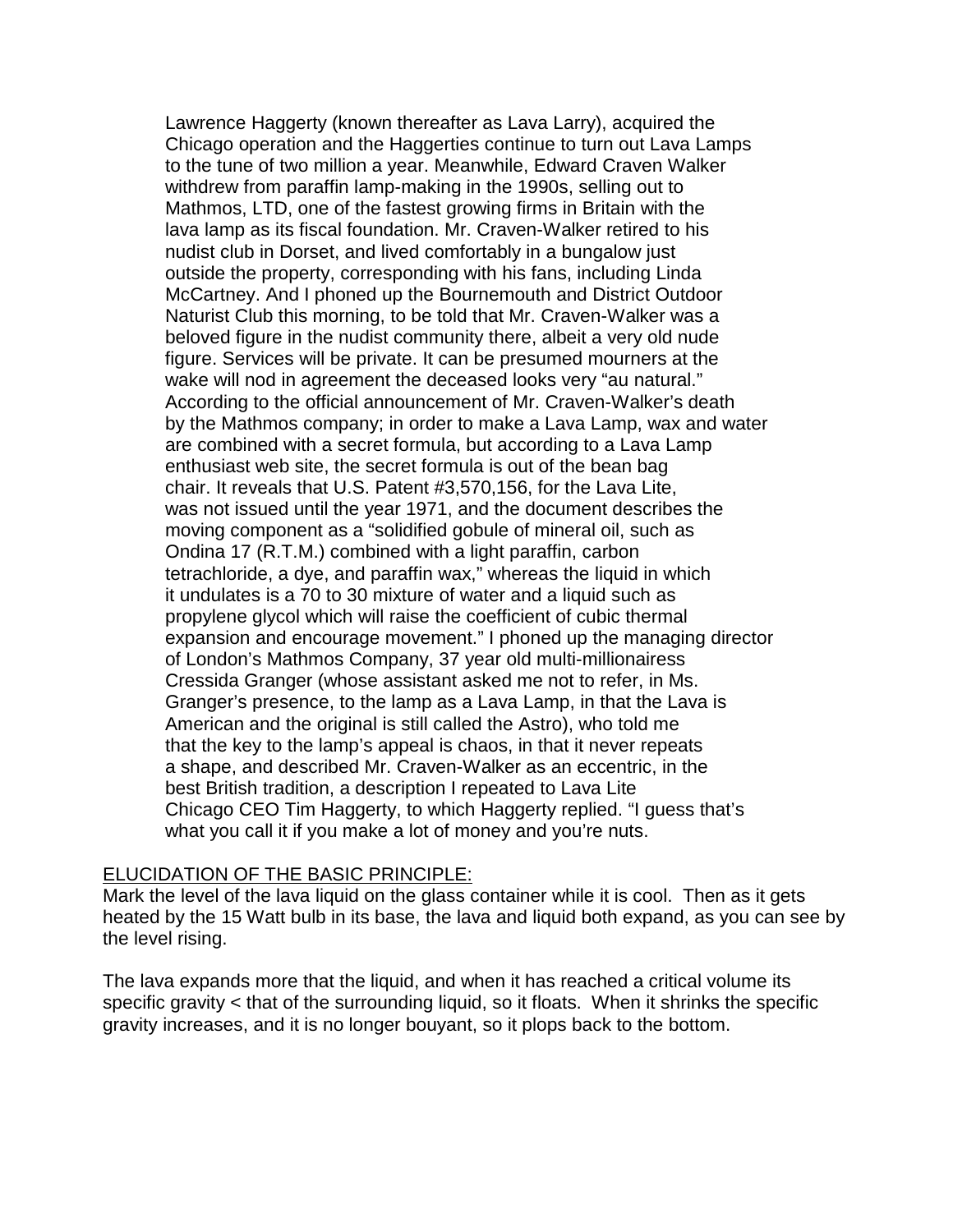Lawrence Haggerty (known thereafter as Lava Larry), acquired the Chicago operation and the Haggerties continue to turn out Lava Lamps to the tune of two million a year. Meanwhile, Edward Craven Walker withdrew from paraffin lamp-making in the 1990s, selling out to Mathmos, LTD, one of the fastest growing firms in Britain with the lava lamp as its fiscal foundation. Mr. Craven-Walker retired to his nudist club in Dorset, and lived comfortably in a bungalow just outside the property, corresponding with his fans, including Linda McCartney. And I phoned up the Bournemouth and District Outdoor Naturist Club this morning, to be told that Mr. Craven-Walker was a beloved figure in the nudist community there, albeit a very old nude figure. Services will be private. It can be presumed mourners at the wake will nod in agreement the deceased looks very "au natural." According to the official announcement of Mr. Craven-Walker's death by the Mathmos company; in order to make a Lava Lamp, wax and water are combined with a secret formula, but according to a Lava Lamp enthusiast web site, the secret formula is out of the bean bag chair. It reveals that U.S. Patent #3,570,156, for the Lava Lite, was not issued until the year 1971, and the document describes the moving component as a "solidified gobule of mineral oil, such as Ondina 17 (R.T.M.) combined with a light paraffin, carbon tetrachloride, a dye, and paraffin wax," whereas the liquid in which it undulates is a 70 to 30 mixture of water and a liquid such as propylene glycol which will raise the coefficient of cubic thermal expansion and encourage movement." I phoned up the managing director of London's Mathmos Company, 37 year old multi-millionairess Cressida Granger (whose assistant asked me not to refer, in Ms. Granger's presence, to the lamp as a Lava Lamp, in that the Lava is American and the original is still called the Astro), who told me that the key to the lamp's appeal is chaos, in that it never repeats a shape, and described Mr. Craven-Walker as an eccentric, in the best British tradition, a description I repeated to Lava Lite Chicago CEO Tim Haggerty, to which Haggerty replied. "I guess that's what you call it if you make a lot of money and you're nuts.

<u>ELUCIDATION OF THE BASIC PRINCIPLE:</u>

Mark the level of the lava liquid on the glass container while it is cool. Then as it gets heated by the 15 Watt bulb in its base, the lava and liquid both expand, as you can see by the level rising.

The lava expands more that the liquid, and when it has reached a critical volume its specific gravity < that of the surrounding liquid, so it floats. When it shrinks the specific gravity increases, and it is no longer bouyant, so it plops back to the bottom.